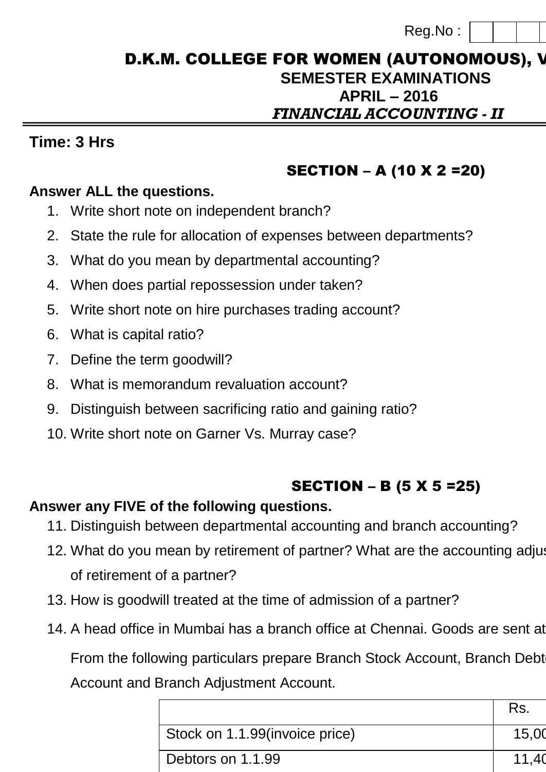Reg.No :

# D.K.M. COLLEGE FOR WOMEN (AUTONOMOUS), V

## SEMESTER EXAMINATIONS

## APRIL – 2016

## *FINANCIAL ACCOUNTING - II*

**Time: 3 Hrs**

### SECTION – A (10 X 2 =20)

**Answer ALL the questions.**

1. Write short note on independent branch?
2. State the rule for allocation of expenses between departments?
3. What do you mean by departmental accounting?
4. When does partial repossession under taken?
5. Write short note on hire purchases trading account?
6. What is capital ratio?
7. Define the term goodwill?
8. What is memorandum revaluation account?
9. Distinguish between sacrificing ratio and gaining ratio?
10. Write short note on Garner Vs. Murray case?

### SECTION – B (5 X 5 =25)

**Answer any FIVE of the following questions.**

11. Distinguish between departmental accounting and branch accounting?
12. What do you mean by retirement of partner? What are the accounting adjus of retirement of a partner?
13. How is goodwill treated at the time of admission of a partner?
14. A head office in Mumbai has a branch office at Chennai. Goods are sent at

    From the following particulars prepare Branch Stock Account, Branch Debt Account and Branch Adjustment Account.

| | Rs. |
|---|---|
| Stock on 1.1.99(invoice price) | 15,00 |
| Debtors on 1.1.99 | 11,40 |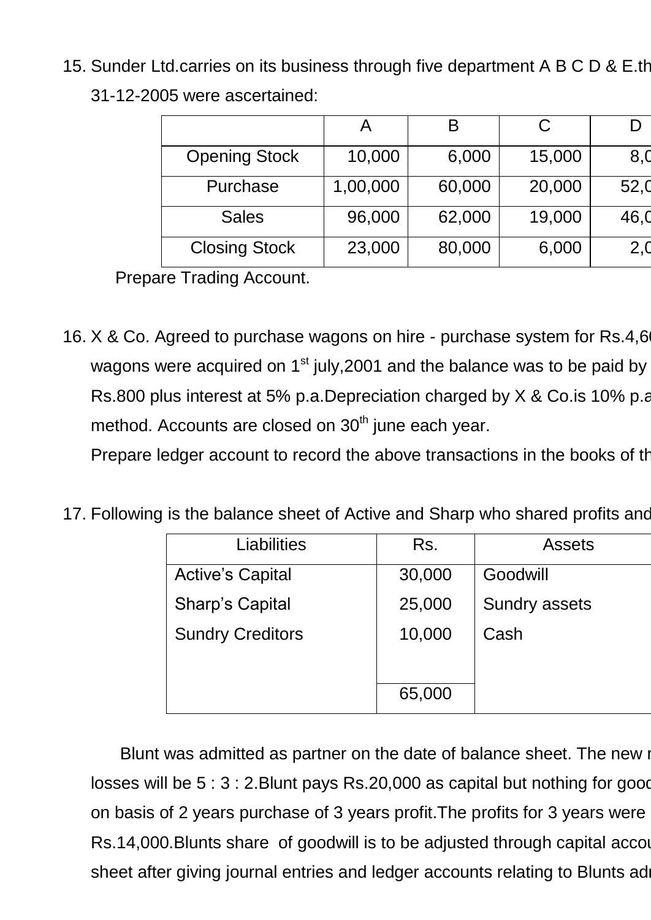15. Sunder Ltd.carries on its business through five department A B C D & E.th 31-12-2005 were ascertained:

| | A | B | C | D |
|---|---|---|---|---|
| Opening Stock | 10,000 | 6,000 | 15,000 | 8,0 |
| Purchase | 1,00,000 | 60,000 | 20,000 | 52,0 |
| Sales | 96,000 | 62,000 | 19,000 | 46,0 |
| Closing Stock | 23,000 | 80,000 | 6,000 | 2,0 |

Prepare Trading Account.

16. X & Co. Agreed to purchase wagons on hire - purchase system for Rs.4,6 wagons were acquired on 1st july,2001 and the balance was to be paid by Rs.800 plus interest at 5% p.a.Depreciation charged by X & Co.is 10% p.a method. Accounts are closed on 30th june each year.

    Prepare ledger account to record the above transactions in the books of th

17. Following is the balance sheet of Active and Sharp who shared profits and

| Liabilities | Rs. | Assets |
|---|---|---|
| Active's Capital | 30,000 | Goodwill |
| Sharp's Capital | 25,000 | Sundry assets |
| Sundry Creditors | 10,000 | Cash |
| | 65,000 | |

Blunt was admitted as partner on the date of balance sheet. The new r losses will be 5 : 3 : 2.Blunt pays Rs.20,000 as capital but nothing for good on basis of 2 years purchase of 3 years profit.The profits for 3 years were Rs.14,000.Blunts share of goodwill is to be adjusted through capital accou sheet after giving journal entries and ledger accounts relating to Blunts adn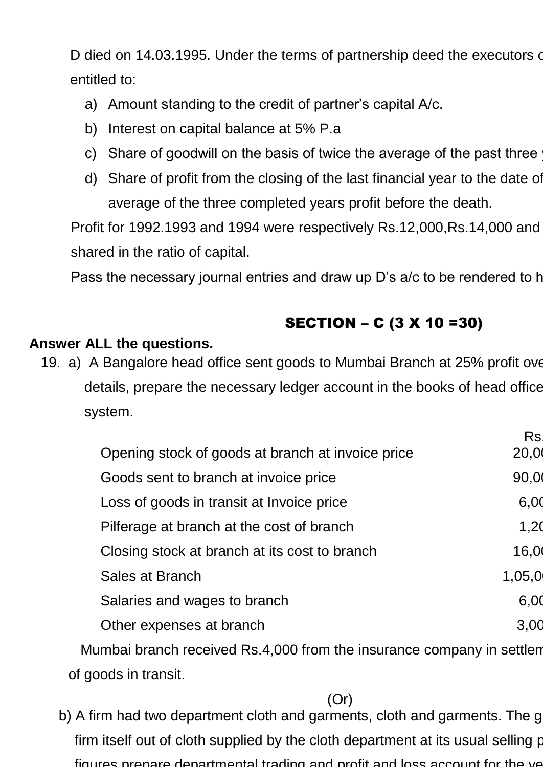D died on 14.03.1995. Under the terms of partnership deed the executors c

entitled to:

a) Amount standing to the credit of partner's capital A/c.

b) Interest on capital balance at 5% P.a

c) Share of goodwill on the basis of twice the average of the past three y

d) Share of profit from the closing of the last financial year to the date of average of the three completed years profit before the death.

Profit for 1992.1993 and 1994 were respectively Rs.12,000,Rs.14,000 and shared in the ratio of capital.

Pass the necessary journal entries and draw up D's a/c to be rendered to h

## SECTION – C (3 X 10 =30)

**Answer ALL the questions.**

19. a) A Bangalore head office sent goods to Mumbai Branch at 25% profit ove details, prepare the necessary ledger account in the books of head office system.

| | Rs. |
|---|---|
| Opening stock of goods at branch at invoice price | 20,0( |
| Goods sent to branch at invoice price | 90,0( |
| Loss of goods in transit at Invoice price | 6,0( |
| Pilferage at branch at the cost of branch | 1,2( |
| Closing stock at branch at its cost to branch | 16,0( |
| Sales at Branch | 1,05,0( |
| Salaries and wages to branch | 6,0( |
| Other expenses at branch | 3,0( |

Mumbai branch received Rs.4,000 from the insurance company in settlem of goods in transit.

(Or)

b) A firm had two department cloth and garments, cloth and garments. The g firm itself out of cloth supplied by the cloth department at its usual selling p figures prepare departmental trading and profit and loss account for the ye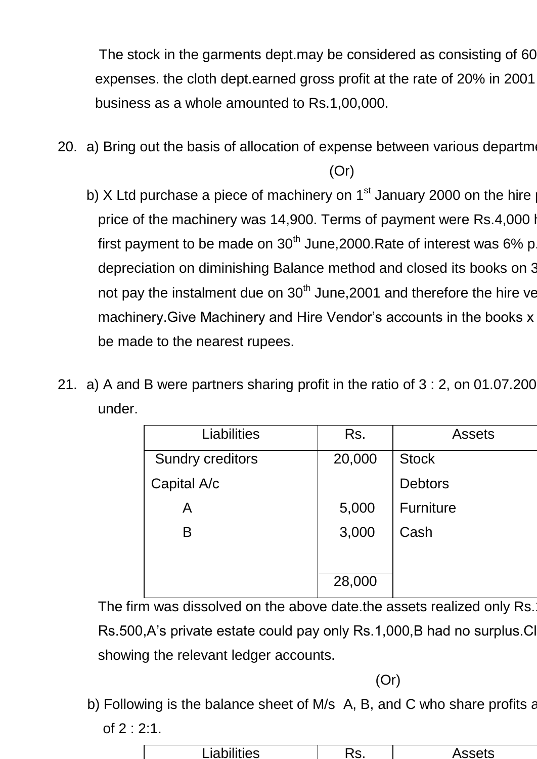The stock in the garments dept.may be considered as consisting of 60

expenses. the cloth dept.earned gross profit at the rate of 20% in 2001

business as a whole amounted to Rs.1,00,000.

20. a) Bring out the basis of allocation of expense between various departme

(Or)

b) X Ltd purchase a piece of machinery on 1st January 2000 on the hire p price of the machinery was 14,900. Terms of payment were Rs.4,000 h first payment to be made on 30th June,2000.Rate of interest was 6% p. depreciation on diminishing Balance method and closed its books on 3 not pay the instalment due on 30th June,2001 and therefore the hire ve machinery.Give Machinery and Hire Vendor's accounts in the books x be made to the nearest rupees.

21. a) A and B were partners sharing profit in the ratio of 3 : 2, on 01.07.200 under.

| Liabilities | Rs. | Assets |
|---|---|---|
| Sundry creditors | 20,000 | Stock |
| Capital A/c | | Debtors |
| A | 5,000 | Furniture |
| B | 3,000 | Cash |
| | 28,000 | |

The firm was dissolved on the above date.the assets realized only Rs. Rs.500,A's private estate could pay only Rs.1,000,B had no surplus.Cl showing the relevant ledger accounts.

(Or)

b) Following is the balance sheet of M/s A, B, and C who share profits a of 2 : 2:1.

| Liabilities | Rs. | Assets |
|---|---|---|